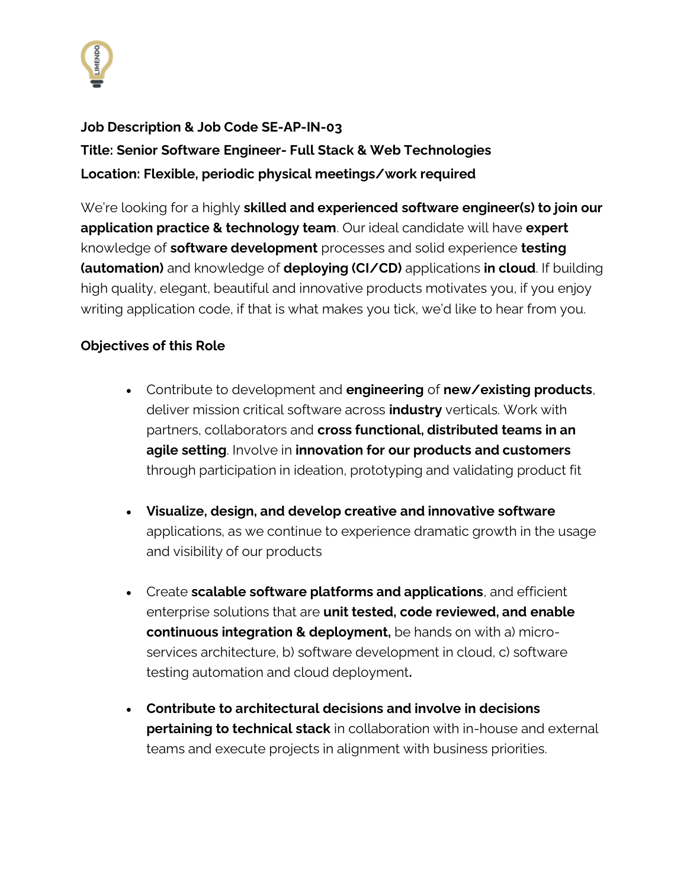**Job Description & Job Code SE-AP-IN-03**

**Title: Senior Software Engineer- Full Stack & Web Technologies**

**Location: Flexible, periodic physical meetings/work required**

We're looking for a highly **skilled and experienced software engineer(s) to join our application practice & technology team**. Our ideal candidate will have **expert** knowledge of **software development** processes and solid experience **testing (automation)** and knowledge of **deploying (CI/CD)** applications **in cloud**. If building high quality, elegant, beautiful and innovative products motivates you, if you enjoy writing application code, if that is what makes you tick, we'd like to hear from you.

**Objectives of this Role**

- Contribute to development and **engineering** of **new/existing products**, deliver mission critical software across **industry** verticals. Work with partners, collaborators and **cross functional, distributed teams in an agile setting**. Involve in **innovation for our products and customers** through participation in ideation, prototyping and validating product fit

- **Visualize, design, and develop creative and innovative software** applications, as we continue to experience dramatic growth in the usage and visibility of our products

- Create **scalable software platforms and applications**, and efficient enterprise solutions that are **unit tested, code reviewed, and enable continuous integration & deployment,** be hands on with a) micro-services architecture, b) software development in cloud, c) software testing automation and cloud deployment**.**

- **Contribute to architectural decisions and involve in decisions pertaining to technical stack** in collaboration with in-house and external teams and execute projects in alignment with business priorities.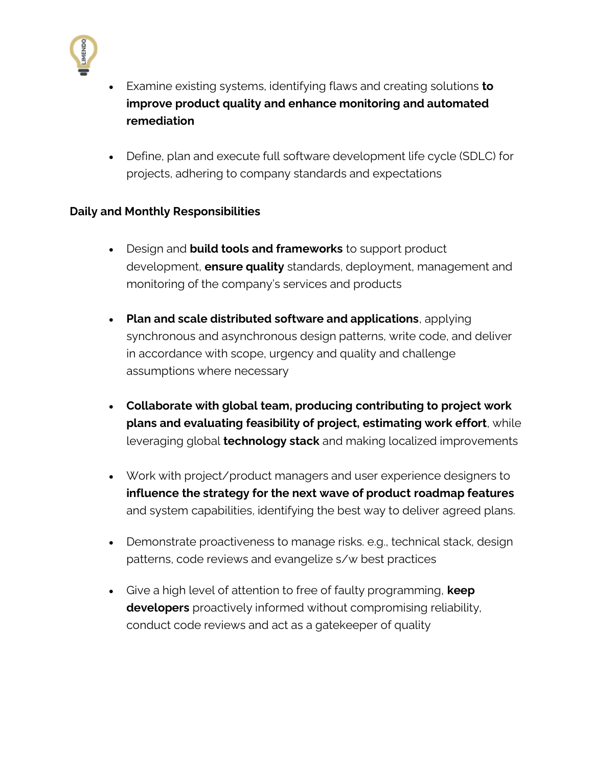- Examine existing systems, identifying flaws and creating solutions **to improve product quality and enhance monitoring and automated remediation**

- Define, plan and execute full software development life cycle (SDLC) for projects, adhering to company standards and expectations

**Daily and Monthly Responsibilities**

- Design and **build tools and frameworks** to support product development, **ensure quality** standards, deployment, management and monitoring of the company's services and products

- **Plan and scale distributed software and applications**, applying synchronous and asynchronous design patterns, write code, and deliver in accordance with scope, urgency and quality and challenge assumptions where necessary

- **Collaborate with global team, producing contributing to project work plans and evaluating feasibility of project, estimating work effort**, while leveraging global **technology stack** and making localized improvements

- Work with project/product managers and user experience designers to **influence the strategy for the next wave of product roadmap features** and system capabilities, identifying the best way to deliver agreed plans.

- Demonstrate proactiveness to manage risks. e.g., technical stack, design patterns, code reviews and evangelize s/w best practices

- Give a high level of attention to free of faulty programming, **keep developers** proactively informed without compromising reliability, conduct code reviews and act as a gatekeeper of quality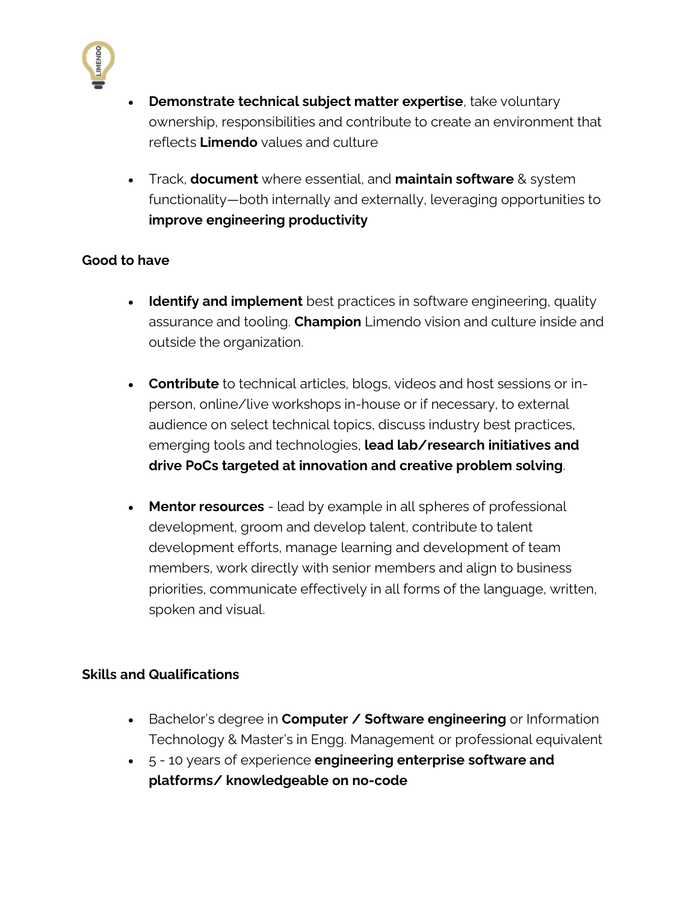- **Demonstrate technical subject matter expertise**, take voluntary ownership, responsibilities and contribute to create an environment that reflects **Limendo** values and culture

- Track, **document** where essential, and **maintain software** & system functionality—both internally and externally, leveraging opportunities to **improve engineering productivity**

**Good to have**

- **Identify and implement** best practices in software engineering, quality assurance and tooling. **Champion** Limendo vision and culture inside and outside the organization.

- **Contribute** to technical articles, blogs, videos and host sessions or in-person, online/live workshops in-house or if necessary, to external audience on select technical topics, discuss industry best practices, emerging tools and technologies, **lead lab/research initiatives and drive PoCs targeted at innovation and creative problem solving**.

- **Mentor resources** - lead by example in all spheres of professional development, groom and develop talent, contribute to talent development efforts, manage learning and development of team members, work directly with senior members and align to business priorities, communicate effectively in all forms of the language, written, spoken and visual.

**Skills and Qualifications**

- Bachelor's degree in **Computer / Software engineering** or Information Technology & Master's in Engg. Management or professional equivalent
- 5 - 10 years of experience **engineering enterprise software and platforms/ knowledgeable on no-code**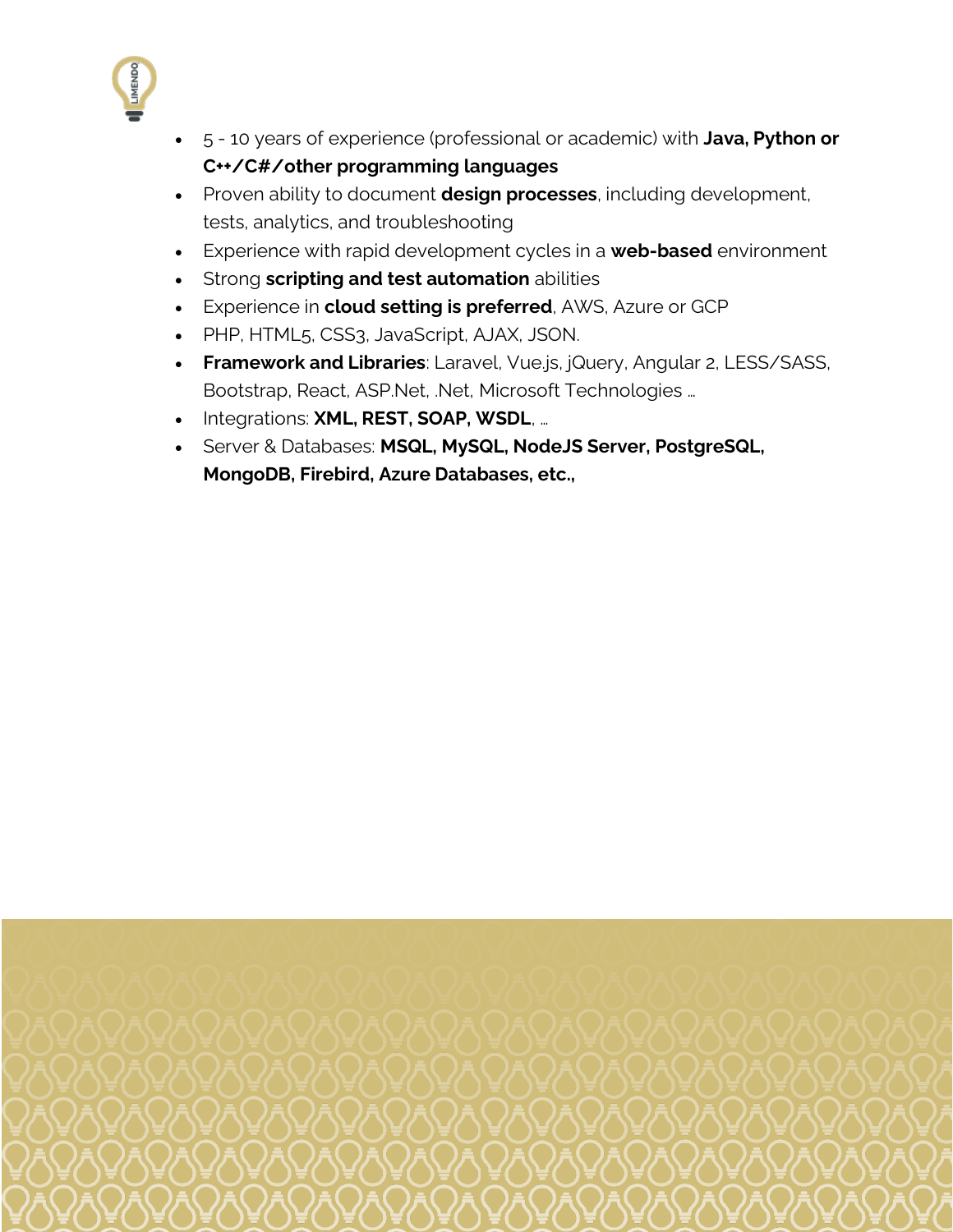- 5 - 10 years of experience (professional or academic) with **Java, Python or C++/C#/other programming languages**
- Proven ability to document **design processes**, including development, tests, analytics, and troubleshooting
- Experience with rapid development cycles in a **web-based** environment
- Strong **scripting and test automation** abilities
- Experience in **cloud setting is preferred**, AWS, Azure or GCP
- PHP, HTML5, CSS3, JavaScript, AJAX, JSON.
- **Framework and Libraries**: Laravel, Vue.js, jQuery, Angular 2, LESS/SASS, Bootstrap, React, ASP.Net, .Net, Microsoft Technologies …
- Integrations: **XML, REST, SOAP, WSDL**, …
- Server & Databases: **MSQL, MySQL, NodeJS Server, PostgreSQL, MongoDB, Firebird, Azure Databases, etc.,**